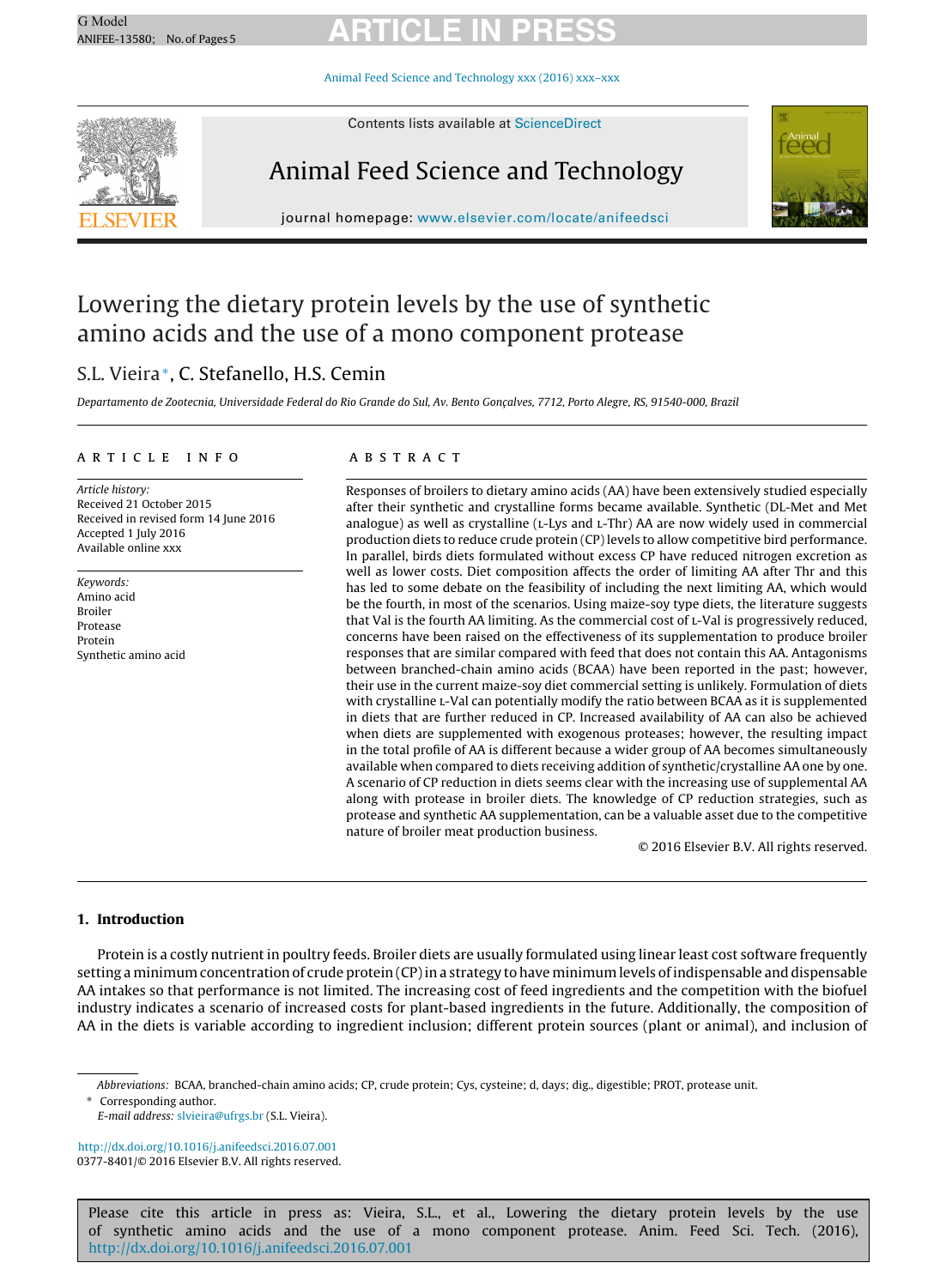# Lowering the dietary protein levels by the use of synthetic amino acids and the use of a mono component protease

S.L. Vieira*, C. Stefanello, H.S. Cemin

*Departamento de Zootecnia, Universidade Federal do Rio Grande do Sul, Av. Bento Gonçalves, 7712, Porto Alegre, RS, 91540-000, Brazil*

## ARTICLE INFO

*Article history:*
Received 21 October 2015
Received in revised form 14 June 2016
Accepted 1 July 2016
Available online xxx

*Keywords:*
Amino acid
Broiler
Protease
Protein
Synthetic amino acid

## ABSTRACT

Responses of broilers to dietary amino acids (AA) have been extensively studied especially after their synthetic and crystalline forms became available. Synthetic (DL-Met and Met analogue) as well as crystalline (L-Lys and L-Thr) AA are now widely used in commercial production diets to reduce crude protein (CP) levels to allow competitive bird performance. In parallel, birds diets formulated without excess CP have reduced nitrogen excretion as well as lower costs. Diet composition affects the order of limiting AA after Thr and this has led to some debate on the feasibility of including the next limiting AA, which would be the fourth, in most of the scenarios. Using maize-soy type diets, the literature suggests that Val is the fourth AA limiting. As the commercial cost of L-Val is progressively reduced, concerns have been raised on the effectiveness of its supplementation to produce broiler responses that are similar compared with feed that does not contain this AA. Antagonisms between branched-chain amino acids (BCAA) have been reported in the past; however, their use in the current maize-soy diet commercial setting is unlikely. Formulation of diets with crystalline L-Val can potentially modify the ratio between BCAA as it is supplemented in diets that are further reduced in CP. Increased availability of AA can also be achieved when diets are supplemented with exogenous proteases; however, the resulting impact in the total profile of AA is different because a wider group of AA becomes simultaneously available when compared to diets receiving addition of synthetic/crystalline AA one by one. A scenario of CP reduction in diets seems clear with the increasing use of supplemental AA along with protease in broiler diets. The knowledge of CP reduction strategies, such as protease and synthetic AA supplementation, can be a valuable asset due to the competitive nature of broiler meat production business.

© 2016 Elsevier B.V. All rights reserved.

## 1. Introduction

Protein is a costly nutrient in poultry feeds. Broiler diets are usually formulated using linear least cost software frequently setting a minimum concentration of crude protein (CP) in a strategy to have minimum levels of indispensable and dispensable AA intakes so that performance is not limited. The increasing cost of feed ingredients and the competition with the biofuel industry indicates a scenario of increased costs for plant-based ingredients in the future. Additionally, the composition of AA in the diets is variable according to ingredient inclusion; different protein sources (plant or animal), and inclusion of

---

*Abbreviations:* BCAA, branched-chain amino acids; CP, crude protein; Cys, cysteine; d, days; dig., digestible; PROT, protease unit.

\* Corresponding author.
*E-mail address:* slvieira@ufrgs.br (S.L. Vieira).

http://dx.doi.org/10.1016/j.anifeedsci.2016.07.001
0377-8401/© 2016 Elsevier B.V. All rights reserved.

Please cite this article in press as: Vieira, S.L., et al., Lowering the dietary protein levels by the use of synthetic amino acids and the use of a mono component protease. Anim. Feed Sci. Tech. (2016), http://dx.doi.org/10.1016/j.anifeedsci.2016.07.001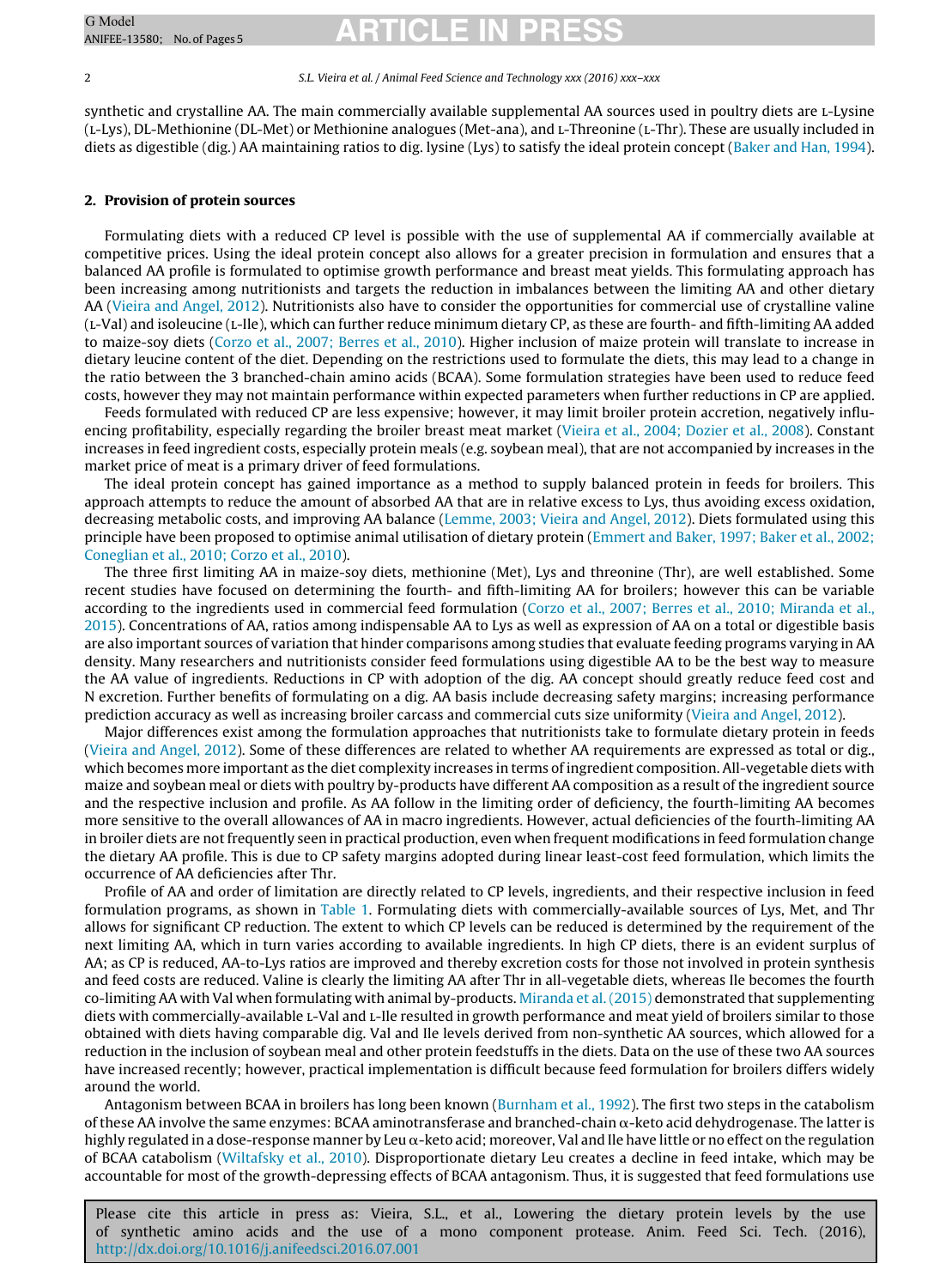synthetic and crystalline AA. The main commercially available supplemental AA sources used in poultry diets are L-Lysine (L-Lys), DL-Methionine (DL-Met) or Methionine analogues (Met-ana), and L-Threonine (L-Thr). These are usually included in diets as digestible (dig.) AA maintaining ratios to dig. lysine (Lys) to satisfy the ideal protein concept (Baker and Han, 1994).

## 2. Provision of protein sources

Formulating diets with a reduced CP level is possible with the use of supplemental AA if commercially available at competitive prices. Using the ideal protein concept also allows for a greater precision in formulation and ensures that a balanced AA profile is formulated to optimise growth performance and breast meat yields. This formulating approach has been increasing among nutritionists and targets the reduction in imbalances between the limiting AA and other dietary AA (Vieira and Angel, 2012). Nutritionists also have to consider the opportunities for commercial use of crystalline valine (L-Val) and isoleucine (L-Ile), which can further reduce minimum dietary CP, as these are fourth- and fifth-limiting AA added to maize-soy diets (Corzo et al., 2007; Berres et al., 2010). Higher inclusion of maize protein will translate to increase in dietary leucine content of the diet. Depending on the restrictions used to formulate the diets, this may lead to a change in the ratio between the 3 branched-chain amino acids (BCAA). Some formulation strategies have been used to reduce feed costs, however they may not maintain performance within expected parameters when further reductions in CP are applied.

Feeds formulated with reduced CP are less expensive; however, it may limit broiler protein accretion, negatively influencing profitability, especially regarding the broiler breast meat market (Vieira et al., 2004; Dozier et al., 2008). Constant increases in feed ingredient costs, especially protein meals (e.g. soybean meal), that are not accompanied by increases in the market price of meat is a primary driver of feed formulations.

The ideal protein concept has gained importance as a method to supply balanced protein in feeds for broilers. This approach attempts to reduce the amount of absorbed AA that are in relative excess to Lys, thus avoiding excess oxidation, decreasing metabolic costs, and improving AA balance (Lemme, 2003; Vieira and Angel, 2012). Diets formulated using this principle have been proposed to optimise animal utilisation of dietary protein (Emmert and Baker, 1997; Baker et al., 2002; Coneglian et al., 2010; Corzo et al., 2010).

The three first limiting AA in maize-soy diets, methionine (Met), Lys and threonine (Thr), are well established. Some recent studies have focused on determining the fourth- and fifth-limiting AA for broilers; however this can be variable according to the ingredients used in commercial feed formulation (Corzo et al., 2007; Berres et al., 2010; Miranda et al., 2015). Concentrations of AA, ratios among indispensable AA to Lys as well as expression of AA on a total or digestible basis are also important sources of variation that hinder comparisons among studies that evaluate feeding programs varying in AA density. Many researchers and nutritionists consider feed formulations using digestible AA to be the best way to measure the AA value of ingredients. Reductions in CP with adoption of the dig. AA concept should greatly reduce feed cost and N excretion. Further benefits of formulating on a dig. AA basis include decreasing safety margins; increasing performance prediction accuracy as well as increasing broiler carcass and commercial cuts size uniformity (Vieira and Angel, 2012).

Major differences exist among the formulation approaches that nutritionists take to formulate dietary protein in feeds (Vieira and Angel, 2012). Some of these differences are related to whether AA requirements are expressed as total or dig., which becomes more important as the diet complexity increases in terms of ingredient composition. All-vegetable diets with maize and soybean meal or diets with poultry by-products have different AA composition as a result of the ingredient source and the respective inclusion and profile. As AA follow in the limiting order of deficiency, the fourth-limiting AA becomes more sensitive to the overall allowances of AA in macro ingredients. However, actual deficiencies of the fourth-limiting AA in broiler diets are not frequently seen in practical production, even when frequent modifications in feed formulation change the dietary AA profile. This is due to CP safety margins adopted during linear least-cost feed formulation, which limits the occurrence of AA deficiencies after Thr.

Profile of AA and order of limitation are directly related to CP levels, ingredients, and their respective inclusion in feed formulation programs, as shown in Table 1. Formulating diets with commercially-available sources of Lys, Met, and Thr allows for significant CP reduction. The extent to which CP levels can be reduced is determined by the requirement of the next limiting AA, which in turn varies according to available ingredients. In high CP diets, there is an evident surplus of AA; as CP is reduced, AA-to-Lys ratios are improved and thereby excretion costs for those not involved in protein synthesis and feed costs are reduced. Valine is clearly the limiting AA after Thr in all-vegetable diets, whereas Ile becomes the fourth co-limiting AA with Val when formulating with animal by-products. Miranda et al. (2015) demonstrated that supplementing diets with commercially-available L-Val and L-Ile resulted in growth performance and meat yield of broilers similar to those obtained with diets having comparable dig. Val and Ile levels derived from non-synthetic AA sources, which allowed for a reduction in the inclusion of soybean meal and other protein feedstuffs in the diets. Data on the use of these two AA sources have increased recently; however, practical implementation is difficult because feed formulation for broilers differs widely around the world.

Antagonism between BCAA in broilers has long been known (Burnham et al., 1992). The first two steps in the catabolism of these AA involve the same enzymes: BCAA aminotransferase and branched-chain $\alpha$-keto acid dehydrogenase. The latter is highly regulated in a dose-response manner by Leu $\alpha$-keto acid; moreover, Val and Ile have little or no effect on the regulation of BCAA catabolism (Wiltafsky et al., 2010). Disproportionate dietary Leu creates a decline in feed intake, which may be accountable for most of the growth-depressing effects of BCAA antagonism. Thus, it is suggested that feed formulations use

Please cite this article in press as: Vieira, S.L., et al., Lowering the dietary protein levels by the use of synthetic amino acids and the use of a mono component protease. Anim. Feed Sci. Tech. (2016), http://dx.doi.org/10.1016/j.anifeedsci.2016.07.001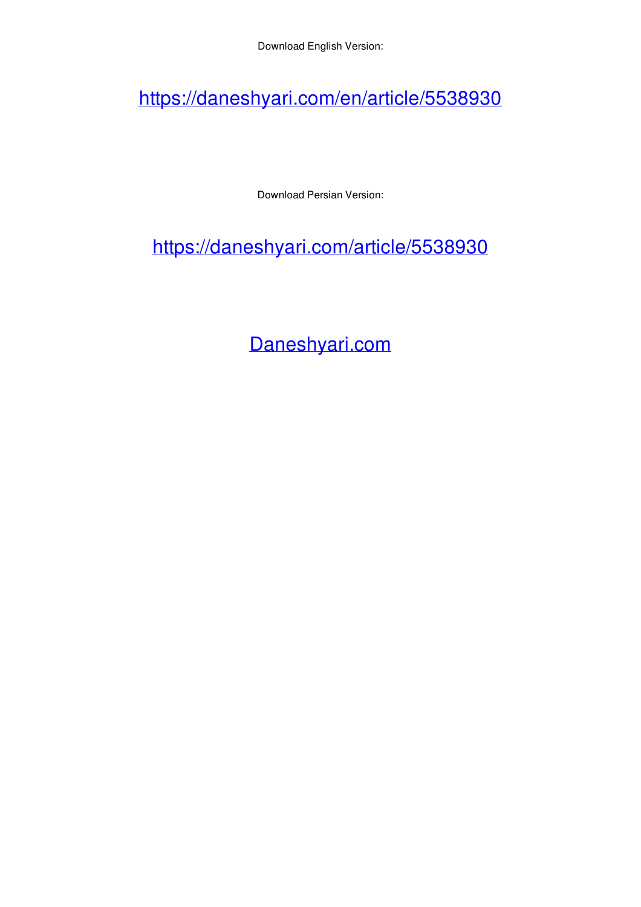Download English Version:

https://daneshyari.com/en/article/5538930

Download Persian Version:

https://daneshyari.com/article/5538930

Daneshyari.com